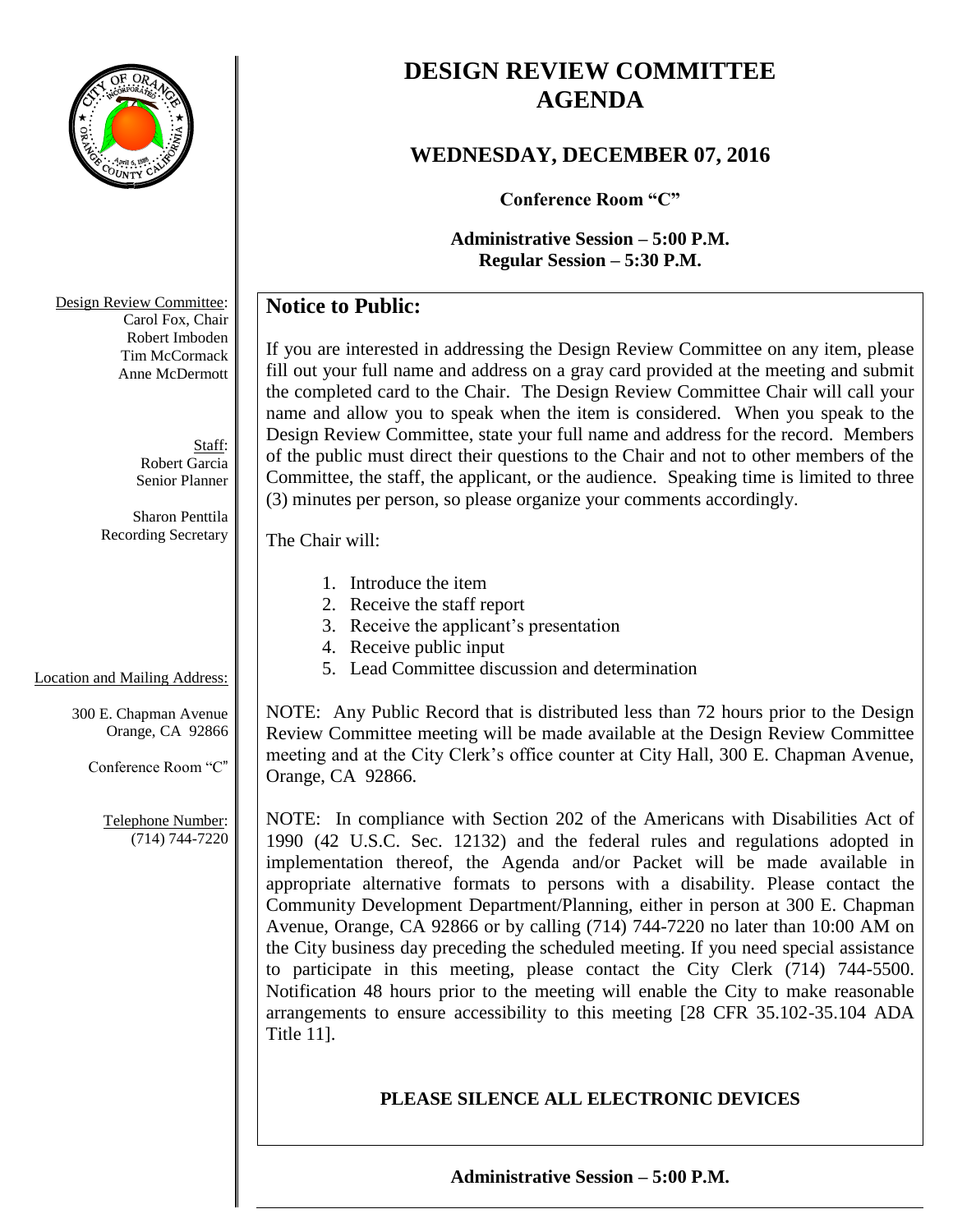# DESIGN REVIEW COMMITTEE AGENDA

## WEDNESDAY, DECEMBER 07, 2016

**Conference Room "C"**

**Administrative Session – 5:00 P.M.**
**Regular Session – 5:30 P.M.**

Design Review Committee:
Carol Fox, Chair
Robert Imboden
Tim McCormack
Anne McDermott

Staff:
Robert Garcia
Senior Planner

Sharon Penttila
Recording Secretary

Location and Mailing Address:

300 E. Chapman Avenue
Orange, CA 92866

Conference Room "C"

Telephone Number:
(714) 744-7220

## Notice to Public:

If you are interested in addressing the Design Review Committee on any item, please fill out your full name and address on a gray card provided at the meeting and submit the completed card to the Chair. The Design Review Committee Chair will call your name and allow you to speak when the item is considered. When you speak to the Design Review Committee, state your full name and address for the record. Members of the public must direct their questions to the Chair and not to other members of the Committee, the staff, the applicant, or the audience. Speaking time is limited to three (3) minutes per person, so please organize your comments accordingly.

The Chair will:

1. Introduce the item
2. Receive the staff report
3. Receive the applicant's presentation
4. Receive public input
5. Lead Committee discussion and determination

NOTE: Any Public Record that is distributed less than 72 hours prior to the Design Review Committee meeting will be made available at the Design Review Committee meeting and at the City Clerk's office counter at City Hall, 300 E. Chapman Avenue, Orange, CA 92866.

NOTE: In compliance with Section 202 of the Americans with Disabilities Act of 1990 (42 U.S.C. Sec. 12132) and the federal rules and regulations adopted in implementation thereof, the Agenda and/or Packet will be made available in appropriate alternative formats to persons with a disability. Please contact the Community Development Department/Planning, either in person at 300 E. Chapman Avenue, Orange, CA 92866 or by calling (714) 744-7220 no later than 10:00 AM on the City business day preceding the scheduled meeting. If you need special assistance to participate in this meeting, please contact the City Clerk (714) 744-5500. Notification 48 hours prior to the meeting will enable the City to make reasonable arrangements to ensure accessibility to this meeting [28 CFR 35.102-35.104 ADA Title 11].

**PLEASE SILENCE ALL ELECTRONIC DEVICES**

**Administrative Session – 5:00 P.M.**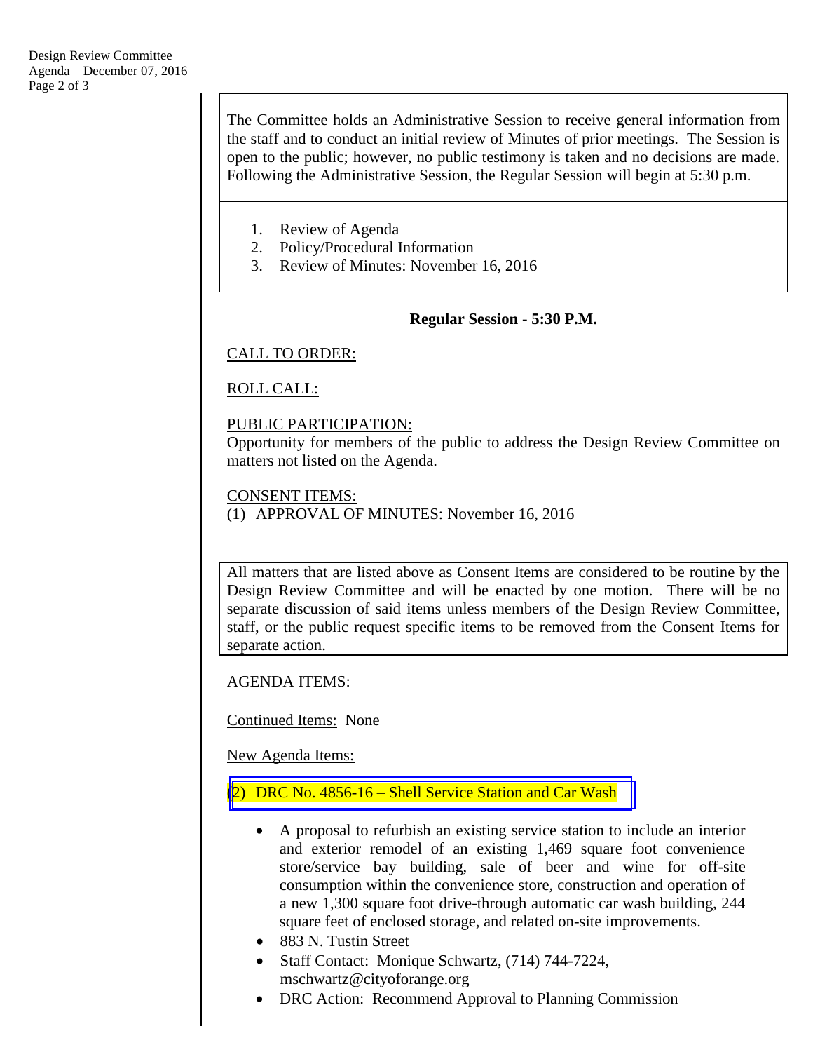The Committee holds an Administrative Session to receive general information from the staff and to conduct an initial review of Minutes of prior meetings. The Session is open to the public; however, no public testimony is taken and no decisions are made. Following the Administrative Session, the Regular Session will begin at 5:30 p.m.

1. Review of Agenda
2. Policy/Procedural Information
3. Review of Minutes: November 16, 2016

**Regular Session - 5:30 P.M.**

CALL TO ORDER:

ROLL CALL:

PUBLIC PARTICIPATION:
Opportunity for members of the public to address the Design Review Committee on matters not listed on the Agenda.

CONSENT ITEMS:
(1) APPROVAL OF MINUTES: November 16, 2016

All matters that are listed above as Consent Items are considered to be routine by the Design Review Committee and will be enacted by one motion. There will be no separate discussion of said items unless members of the Design Review Committee, staff, or the public request specific items to be removed from the Consent Items for separate action.

AGENDA ITEMS:

Continued Items: None

New Agenda Items:

(2) DRC No. 4856-16 – Shell Service Station and Car Wash

- A proposal to refurbish an existing service station to include an interior and exterior remodel of an existing 1,469 square foot convenience store/service bay building, sale of beer and wine for off-site consumption within the convenience store, construction and operation of a new 1,300 square foot drive-through automatic car wash building, 244 square feet of enclosed storage, and related on-site improvements.
- 883 N. Tustin Street
- Staff Contact: Monique Schwartz, (714) 744-7224, mschwartz@cityoforange.org
- DRC Action: Recommend Approval to Planning Commission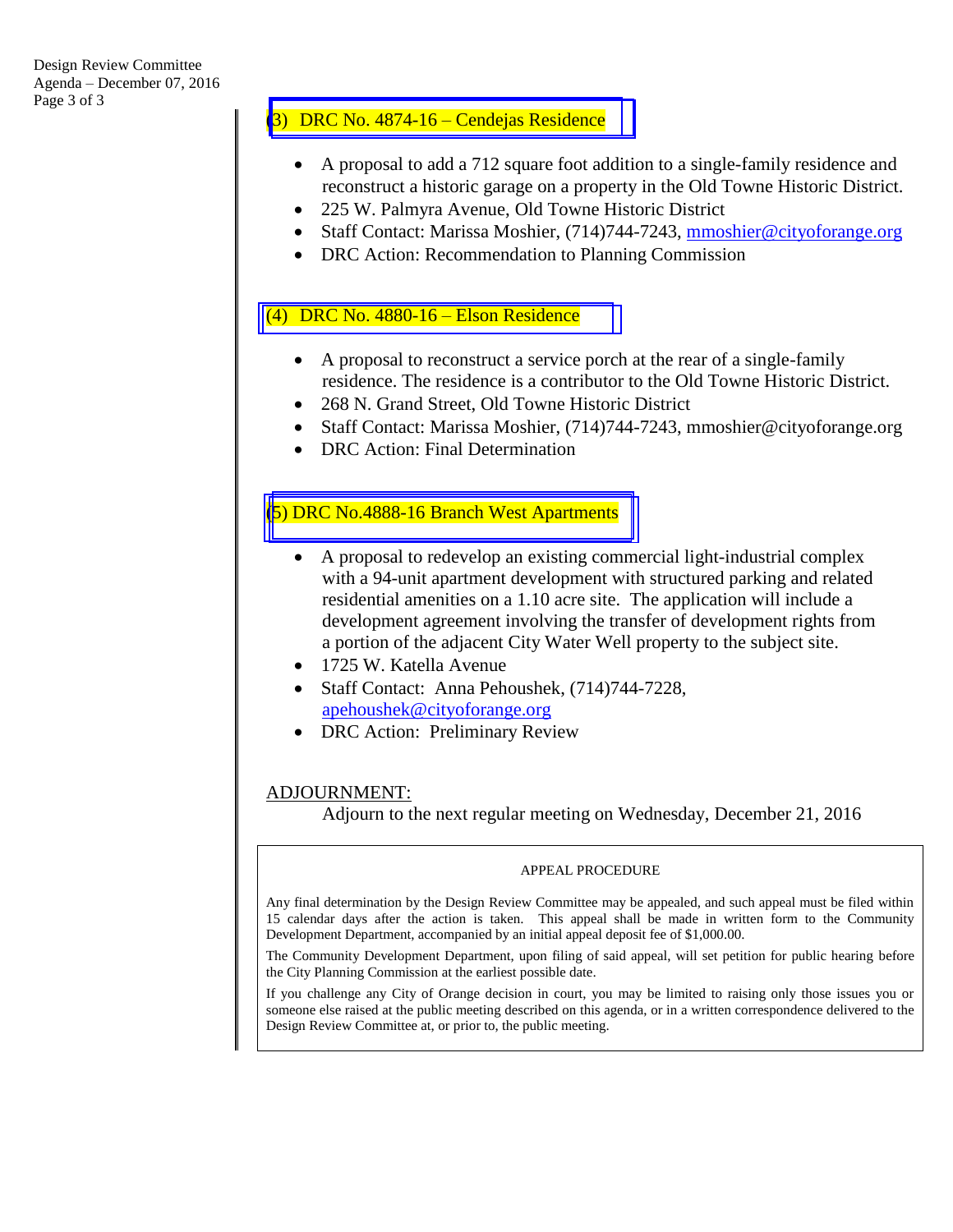### (3) DRC No. 4874-16 – Cendejas Residence

- A proposal to add a 712 square foot addition to a single-family residence and reconstruct a historic garage on a property in the Old Towne Historic District.
- 225 W. Palmyra Avenue, Old Towne Historic District
- Staff Contact: Marissa Moshier, (714)744-7243, mmoshier@cityoforange.org
- DRC Action: Recommendation to Planning Commission

### (4) DRC No. 4880-16 – Elson Residence

- A proposal to reconstruct a service porch at the rear of a single-family residence. The residence is a contributor to the Old Towne Historic District.
- 268 N. Grand Street, Old Towne Historic District
- Staff Contact: Marissa Moshier, (714)744-7243, mmoshier@cityoforange.org
- DRC Action: Final Determination

### (5) DRC No.4888-16 Branch West Apartments

- A proposal to redevelop an existing commercial light-industrial complex with a 94-unit apartment development with structured parking and related residential amenities on a 1.10 acre site. The application will include a development agreement involving the transfer of development rights from a portion of the adjacent City Water Well property to the subject site.
- 1725 W. Katella Avenue
- Staff Contact: Anna Pehoushek, (714)744-7228, apehoushek@cityoforange.org
- DRC Action: Preliminary Review

ADJOURNMENT:

Adjourn to the next regular meeting on Wednesday, December 21, 2016

APPEAL PROCEDURE

Any final determination by the Design Review Committee may be appealed, and such appeal must be filed within 15 calendar days after the action is taken. This appeal shall be made in written form to the Community Development Department, accompanied by an initial appeal deposit fee of $1,000.00.

The Community Development Department, upon filing of said appeal, will set petition for public hearing before the City Planning Commission at the earliest possible date.

If you challenge any City of Orange decision in court, you may be limited to raising only those issues you or someone else raised at the public meeting described on this agenda, or in a written correspondence delivered to the Design Review Committee at, or prior to, the public meeting.